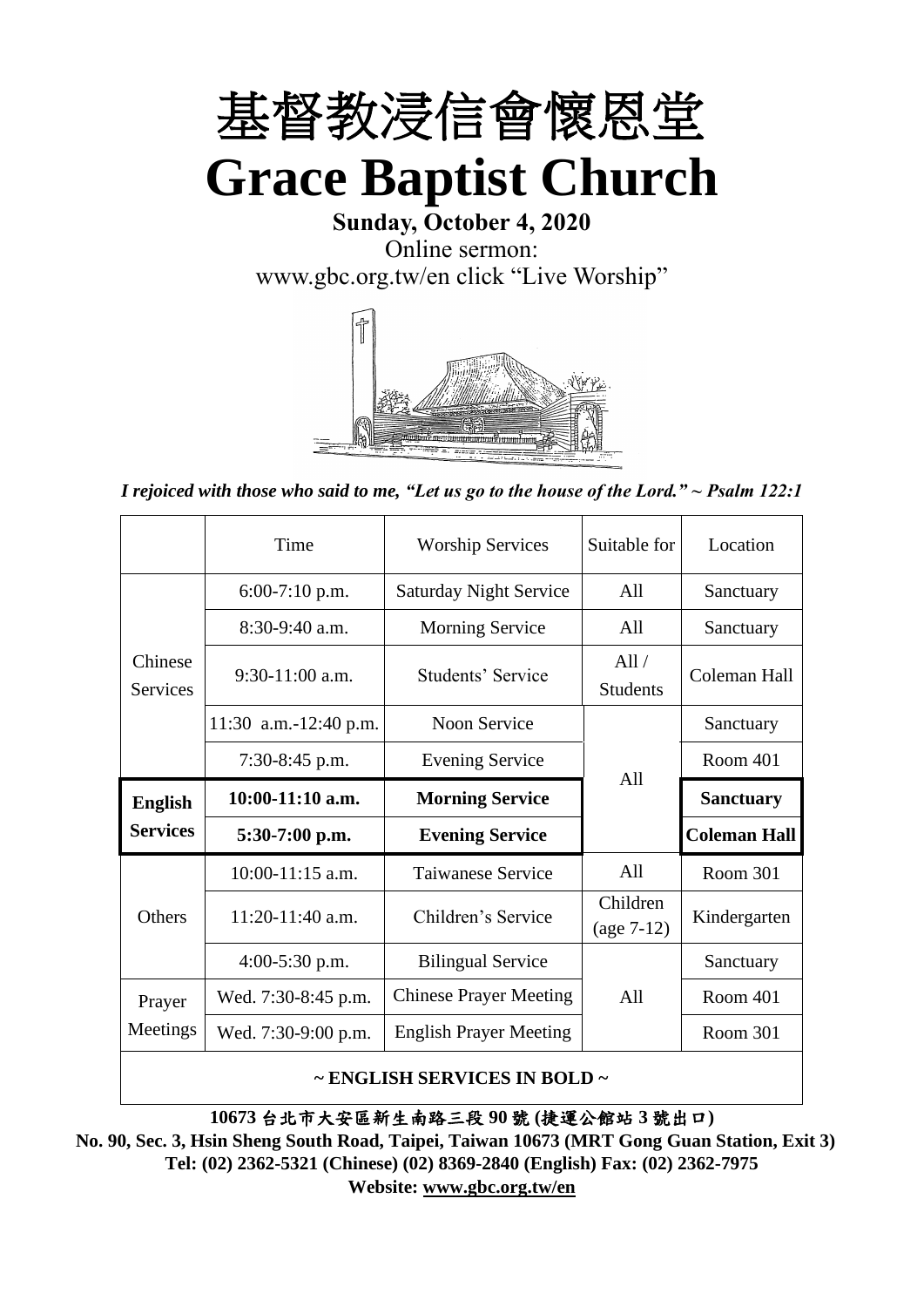# 基督教浸信會懷恩堂

# Grace Baptist Church

**Sunday, October 4, 2020**

Online sermon:

www.gbc.org.tw/en click "Live Worship"

*I rejoiced with those who said to me, "Let us go to the house of the Lord." ~ Psalm 122:1*

| | Time | Worship Services | Suitable for | Location |
|---|---|---|---|---|
| Chinese Services | 6:00-7:10 p.m. | Saturday Night Service | All | Sanctuary |
| | 8:30-9:40 a.m. | Morning Service | All | Sanctuary |
| | 9:30-11:00 a.m. | Students' Service | All / Students | Coleman Hall |
| | 11:30 a.m.-12:40 p.m. | Noon Service | All | Sanctuary |
| | 7:30-8:45 p.m. | Evening Service | | Room 401 |
| **English Services** | **10:00-11:10 a.m.** | **Morning Service** | | **Sanctuary** |
| | **5:30-7:00 p.m.** | **Evening Service** | | **Coleman Hall** |
| Others | 10:00-11:15 a.m. | Taiwanese Service | All | Room 301 |
| | 11:20-11:40 a.m. | Children's Service | Children (age 7-12) | Kindergarten |
| | 4:00-5:30 p.m. | Bilingual Service | All | Sanctuary |
| Prayer Meetings | Wed. 7:30-8:45 p.m. | Chinese Prayer Meeting | | Room 401 |
| | Wed. 7:30-9:00 p.m. | English Prayer Meeting | | Room 301 |

**~ ENGLISH SERVICES IN BOLD ~**

**10673 台北市大安區新生南路三段 90 號 (捷運公館站 3 號出口)**

**No. 90, Sec. 3, Hsin Sheng South Road, Taipei, Taiwan 10673 (MRT Gong Guan Station, Exit 3)**

**Tel: (02) 2362-5321 (Chinese) (02) 8369-2840 (English) Fax: (02) 2362-7975**

**Website: www.gbc.org.tw/en**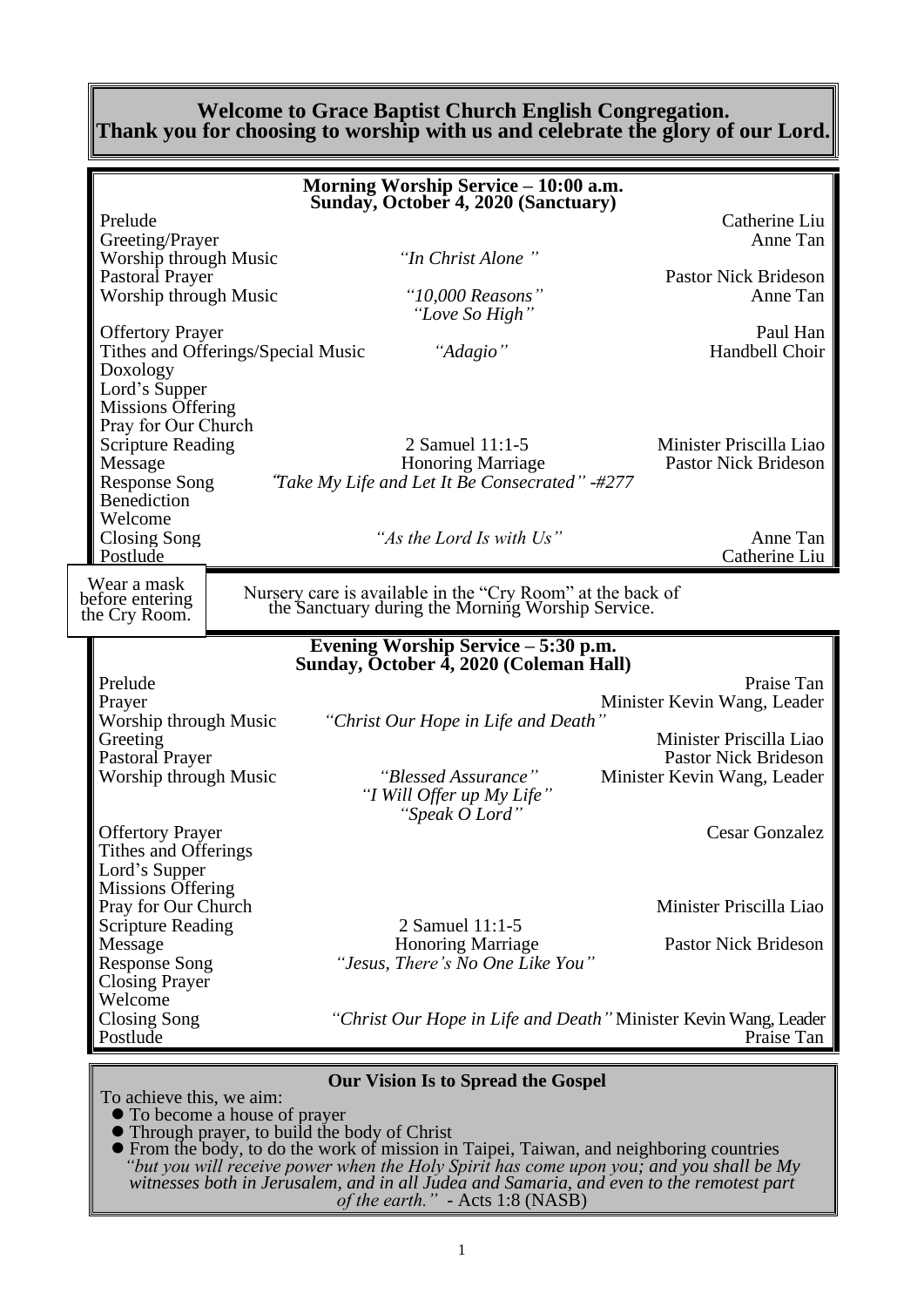## Welcome to Grace Baptist Church English Congregation.
## Thank you for choosing to worship with us and celebrate the glory of our Lord.

### Morning Worship Service – 10:00 a.m.
### Sunday, October 4, 2020 (Sanctuary)

| | | |
|---|---|---|
| Prelude | | Catherine Liu |
| Greeting/Prayer | | Anne Tan |
| Worship through Music | *"In Christ Alone "* | |
| Pastoral Prayer | | Pastor Nick Brideson |
| Worship through Music | *"10,000 Reasons"* *"Love So High"* | Anne Tan |
| Offertory Prayer | | Paul Han |
| Tithes and Offerings/Special Music | *"Adagio"* | Handbell Choir |
| Doxology | | |
| Lord's Supper | | |
| Missions Offering | | |
| Pray for Our Church | | |
| Scripture Reading | 2 Samuel 11:1-5 | Minister Priscilla Liao |
| Message | Honoring Marriage | Pastor Nick Brideson |
| Response Song | *"Take My Life and Let It Be Consecrated" -#277* | |
| Benediction | | |
| Welcome | | |
| Closing Song | *"As the Lord Is with Us"* | Anne Tan |
| Postlude | | Catherine Liu |

Wear a mask before entering the Cry Room.

Nursery care is available in the "Cry Room" at the back of the Sanctuary during the Morning Worship Service.

### Evening Worship Service – 5:30 p.m.
### Sunday, October 4, 2020 (Coleman Hall)

| | | |
|---|---|---|
| Prelude | | Praise Tan |
| Prayer | | Minister Kevin Wang, Leader |
| Worship through Music | *"Christ Our Hope in Life and Death"* | |
| Greeting | | Minister Priscilla Liao |
| Pastoral Prayer | | Pastor Nick Brideson |
| Worship through Music | *"Blessed Assurance"* *"I Will Offer up My Life"* *"Speak O Lord"* | Minister Kevin Wang, Leader |
| Offertory Prayer | | Cesar Gonzalez |
| Tithes and Offerings | | |
| Lord's Supper | | |
| Missions Offering | | |
| Pray for Our Church | | Minister Priscilla Liao |
| Scripture Reading | 2 Samuel 11:1-5 | |
| Message | Honoring Marriage | Pastor Nick Brideson |
| Response Song | *"Jesus, There's No One Like You"* | |
| Closing Prayer | | |
| Welcome | | |
| Closing Song | *"Christ Our Hope in Life and Death"* | Minister Kevin Wang, Leader |
| Postlude | | Praise Tan |

### Our Vision Is to Spread the Gospel

To achieve this, we aim:

- To become a house of prayer
- Through prayer, to build the body of Christ
- From the body, to do the work of mission in Taipei, Taiwan, and neighboring countries

*"but you will receive power when the Holy Spirit has come upon you; and you shall be My witnesses both in Jerusalem, and in all Judea and Samaria, and even to the remotest part of the earth."* - Acts 1:8 (NASB)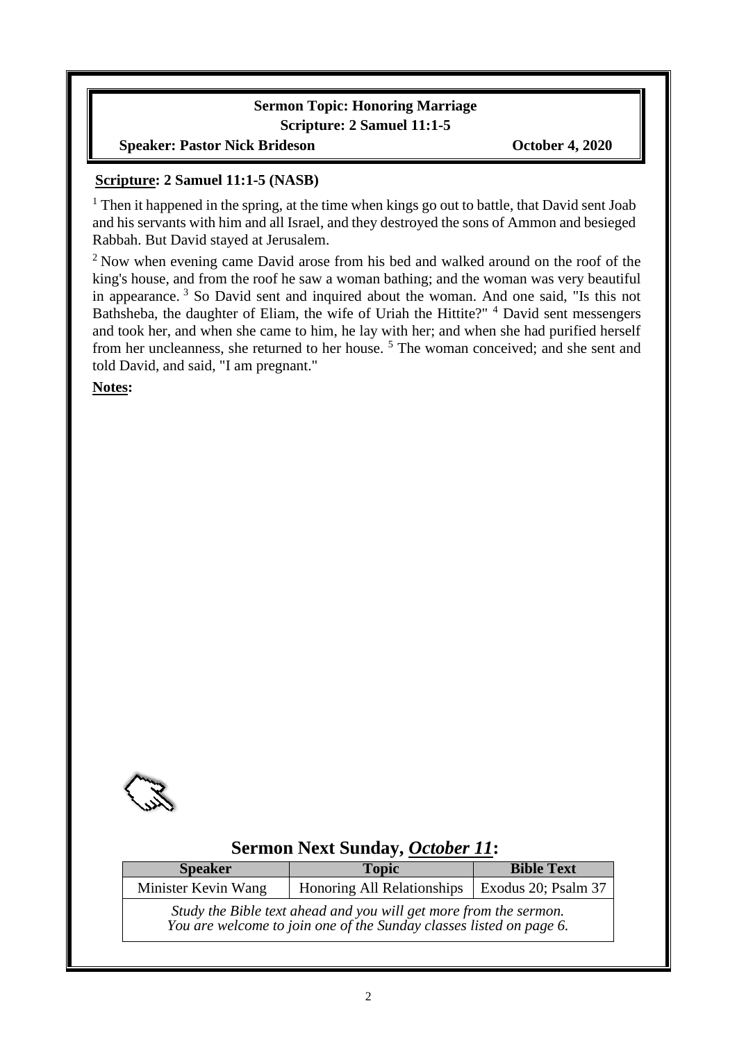**Sermon Topic: Honoring Marriage**
**Scripture: 2 Samuel 11:1-5**
**Speaker: Pastor Nick Brideson** **October 4, 2020**

**Scripture: 2 Samuel 11:1-5 (NASB)**

[1] Then it happened in the spring, at the time when kings go out to battle, that David sent Joab and his servants with him and all Israel, and they destroyed the sons of Ammon and besieged Rabbah. But David stayed at Jerusalem.

[2] Now when evening came David arose from his bed and walked around on the roof of the king's house, and from the roof he saw a woman bathing; and the woman was very beautiful in appearance. [3] So David sent and inquired about the woman. And one said, "Is this not Bathsheba, the daughter of Eliam, the wife of Uriah the Hittite?" [4] David sent messengers and took her, and when she came to him, he lay with her; and when she had purified herself from her uncleanness, she returned to her house. [5] The woman conceived; and she sent and told David, and said, "I am pregnant."

**Notes:**

## Sermon Next Sunday, *October 11*:

| Speaker | Topic | Bible Text |
|---|---|---|
| Minister Kevin Wang | Honoring All Relationships | Exodus 20; Psalm 37 |
| *Study the Bible text ahead and you will get more from the sermon. You are welcome to join one of the Sunday classes listed on page 6.* | | |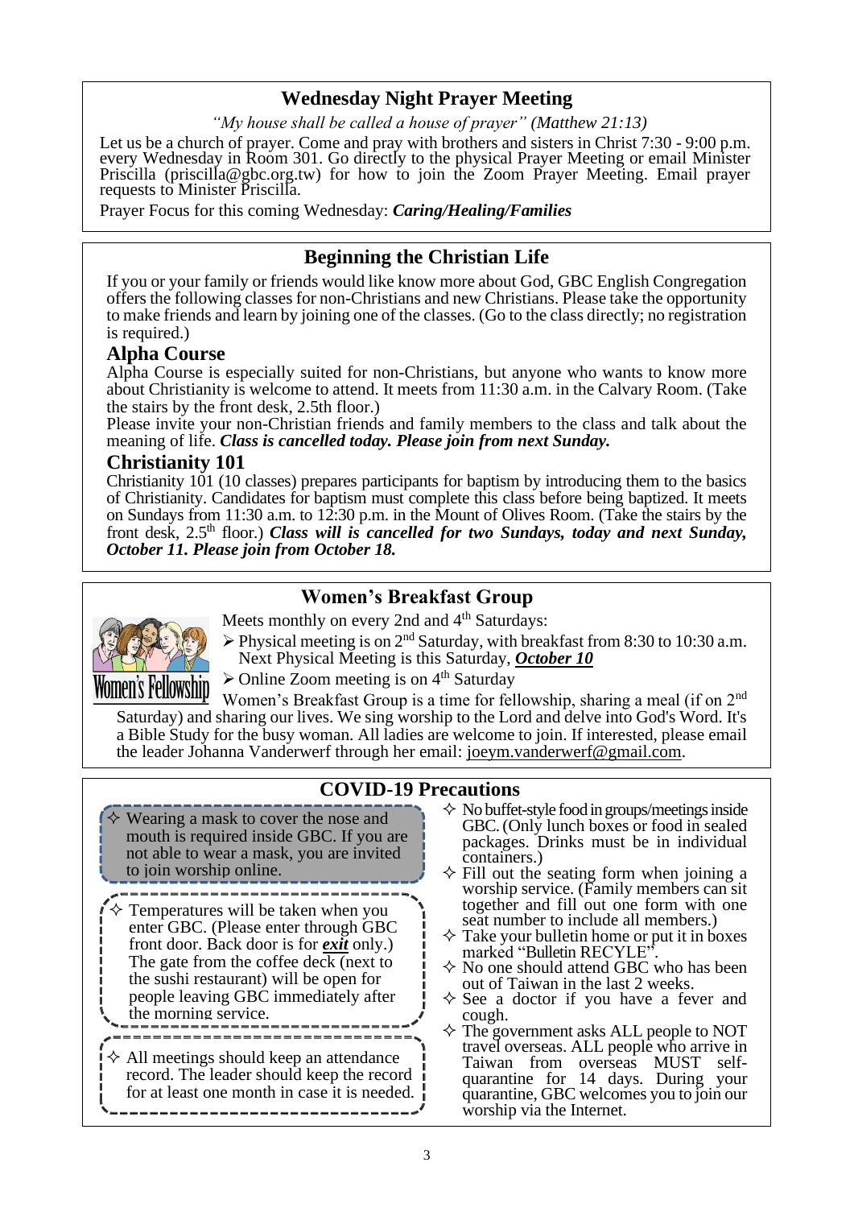## Wednesday Night Prayer Meeting

*"My house shall be called a house of prayer" (Matthew 21:13)*

Let us be a church of prayer. Come and pray with brothers and sisters in Christ 7:30 - 9:00 p.m. every Wednesday in Room 301. Go directly to the physical Prayer Meeting or email Minister Priscilla (priscilla@gbc.org.tw) for how to join the Zoom Prayer Meeting. Email prayer requests to Minister Priscilla.

Prayer Focus for this coming Wednesday: ***Caring/Healing/Families***

## Beginning the Christian Life

If you or your family or friends would like know more about God, GBC English Congregation offers the following classes for non-Christians and new Christians. Please take the opportunity to make friends and learn by joining one of the classes. (Go to the class directly; no registration is required.)

### Alpha Course

Alpha Course is especially suited for non-Christians, but anyone who wants to know more about Christianity is welcome to attend. It meets from 11:30 a.m. in the Calvary Room. (Take the stairs by the front desk, 2.5th floor.)

Please invite your non-Christian friends and family members to the class and talk about the meaning of life. ***Class is cancelled today. Please join from next Sunday.***

### Christianity 101

Christianity 101 (10 classes) prepares participants for baptism by introducing them to the basics of Christianity. Candidates for baptism must complete this class before being baptized. It meets on Sundays from 11:30 a.m. to 12:30 p.m. in the Mount of Olives Room. (Take the stairs by the front desk, 2.5th floor.) ***Class will is cancelled for two Sundays, today and next Sunday, October 11. Please join from October 18.***

## Women's Breakfast Group

Women's Fellowship

Meets monthly on every 2nd and 4th Saturdays:

- Physical meeting is on 2nd Saturday, with breakfast from 8:30 to 10:30 a.m. Next Physical Meeting is this Saturday, ***October 10***
- Online Zoom meeting is on 4th Saturday

Women's Breakfast Group is a time for fellowship, sharing a meal (if on 2nd Saturday) and sharing our lives. We sing worship to the Lord and delve into God's Word. It's a Bible Study for the busy woman. All ladies are welcome to join. If interested, please email the leader Johanna Vanderwerf through her email: joeym.vanderwerf@gmail.com.

## COVID-19 Precautions

- ✧ Wearing a mask to cover the nose and mouth is required inside GBC. If you are not able to wear a mask, you are invited to join worship online.
- ✧ Temperatures will be taken when you enter GBC. (Please enter through GBC front door. Back door is for ***exit*** only.) The gate from the coffee deck (next to the sushi restaurant) will be open for people leaving GBC immediately after the morning service.
- ✧ All meetings should keep an attendance record. The leader should keep the record for at least one month in case it is needed.
- ✧ No buffet-style food in groups/meetings inside GBC. (Only lunch boxes or food in sealed packages. Drinks must be in individual containers.)
- ✧ Fill out the seating form when joining a worship service. (Family members can sit together and fill out one form with one seat number to include all members.)
- ✧ Take your bulletin home or put it in boxes marked "Bulletin RECYLE".
- ✧ No one should attend GBC who has been out of Taiwan in the last 2 weeks.
- ✧ See a doctor if you have a fever and cough.
- ✧ The government asks ALL people to NOT travel overseas. ALL people who arrive in Taiwan from overseas MUST self-quarantine for 14 days. During your quarantine, GBC welcomes you to join our worship via the Internet.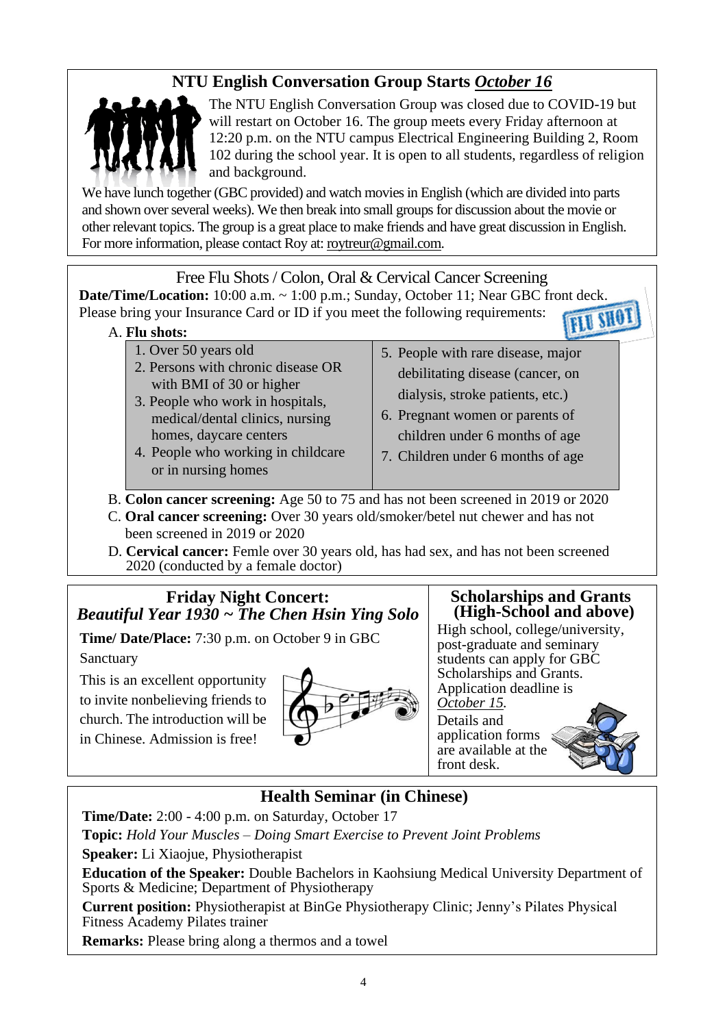## NTU English Conversation Group Starts *October 16*

The NTU English Conversation Group was closed due to COVID-19 but will restart on October 16. The group meets every Friday afternoon at 12:20 p.m. on the NTU campus Electrical Engineering Building 2, Room 102 during the school year. It is open to all students, regardless of religion and background.

We have lunch together (GBC provided) and watch movies in English (which are divided into parts and shown over several weeks). We then break into small groups for discussion about the movie or other relevant topics. The group is a great place to make friends and have great discussion in English. For more information, please contact Roy at: roytreur@gmail.com.

## Free Flu Shots / Colon, Oral & Cervical Cancer Screening

**Date/Time/Location:** 10:00 a.m. ~ 1:00 p.m.; Sunday, October 11; Near GBC front deck.
Please bring your Insurance Card or ID if you meet the following requirements:

A. **Flu shots:**

| | |
|---|---|
| 1. Over 50 years old<br>2. Persons with chronic disease OR with BMI of 30 or higher<br>3. People who work in hospitals, medical/dental clinics, nursing homes, daycare centers<br>4. People who working in childcare or in nursing homes | 5. People with rare disease, major debilitating disease (cancer, on dialysis, stroke patients, etc.)<br>6. Pregnant women or parents of children under 6 months of age<br>7. Children under 6 months of age |

B. **Colon cancer screening:** Age 50 to 75 and has not been screened in 2019 or 2020

C. **Oral cancer screening:** Over 30 years old/smoker/betel nut chewer and has not been screened in 2019 or 2020

D. **Cervical cancer:** Femle over 30 years old, has had sex, and has not been screened 2020 (conducted by a female doctor)

## Friday Night Concert: *Beautiful Year 1930 ~ The Chen Hsin Ying Solo*

**Time/ Date/Place:** 7:30 p.m. on October 9 in GBC Sanctuary

This is an excellent opportunity to invite nonbelieving friends to church. The introduction will be in Chinese. Admission is free!

## Scholarships and Grants (High-School and above)

High school, college/university, post-graduate and seminary students can apply for GBC Scholarships and Grants. Application deadline is *October 15*.

Details and application forms are available at the front desk.

## Health Seminar (in Chinese)

**Time/Date:** 2:00 - 4:00 p.m. on Saturday, October 17

**Topic:** *Hold Your Muscles – Doing Smart Exercise to Prevent Joint Problems*

**Speaker:** Li Xiaojue, Physiotherapist

**Education of the Speaker:** Double Bachelors in Kaohsiung Medical University Department of Sports & Medicine; Department of Physiotherapy

**Current position:** Physiotherapist at BinGe Physiotherapy Clinic; Jenny's Pilates Physical Fitness Academy Pilates trainer

**Remarks:** Please bring along a thermos and a towel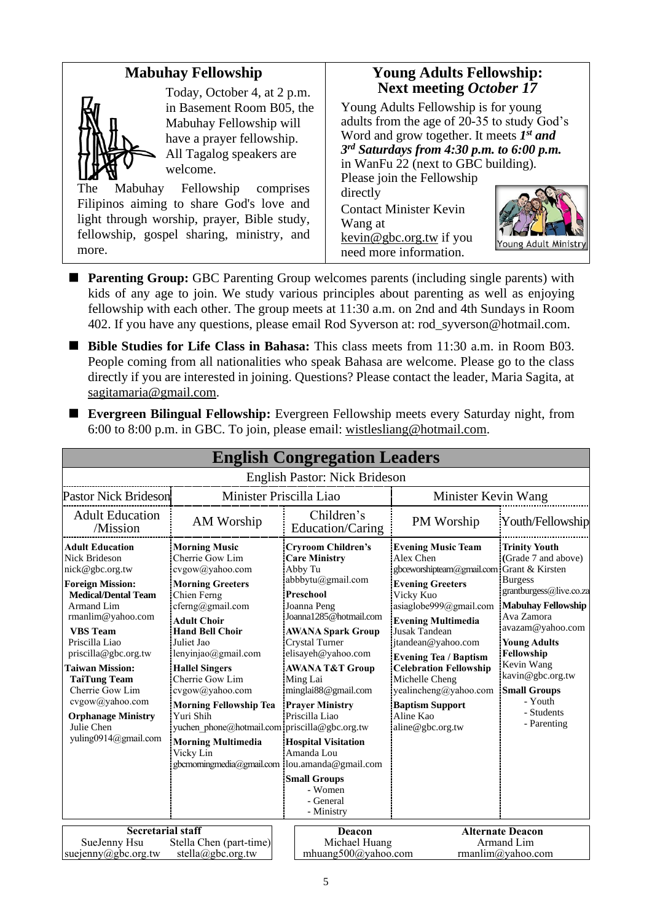## Mabuhay Fellowship

Today, October 4, at 2 p.m. in Basement Room B05, the Mabuhay Fellowship will have a prayer fellowship. All Tagalog speakers are welcome.

The Mabuhay Fellowship comprises Filipinos aiming to share God's love and light through worship, prayer, Bible study, fellowship, gospel sharing, ministry, and more.

## Young Adults Fellowship: Next meeting *October 17*

Young Adults Fellowship is for young adults from the age of 20-35 to study God's Word and grow together. It meets ***1st and 3rd Saturdays from 4:30 p.m. to 6:00 p.m.*** in WanFu 22 (next to GBC building). Please join the Fellowship directly

Contact Minister Kevin Wang at kevin@gbc.org.tw if you need more information.

- **Parenting Group:** GBC Parenting Group welcomes parents (including single parents) with kids of any age to join. We study various principles about parenting as well as enjoying fellowship with each other. The group meets at 11:30 a.m. on 2nd and 4th Sundays in Room 402. If you have any questions, please email Rod Syverson at: rod_syverson@hotmail.com.
- **Bible Studies for Life Class in Bahasa:** This class meets from 11:30 a.m. in Room B03. People coming from all nationalities who speak Bahasa are welcome. Please go to the class directly if you are interested in joining. Questions? Please contact the leader, Maria Sagita, at sagitamaria@gmail.com.
- **Evergreen Bilingual Fellowship:** Evergreen Fellowship meets every Saturday night, from 6:00 to 8:00 p.m. in GBC. To join, please email: wistlesliang@hotmail.com.

## English Congregation Leaders

English Pastor: Nick Brideson

| Pastor Nick Brideson | Minister Priscilla Liao | | Minister Kevin Wang | |
|---|---|---|---|---|
| Adult Education /Mission | AM Worship | Children's Education/Caring | PM Worship | Youth/Fellowship |
| **Adult Education**<br>Nick Brideson<br>nick@gbc.org.tw<br>**Foreign Mission:**<br>**Medical/Dental Team**<br>Armand Lim<br>rmanlim@yahoo.com<br>**VBS Team**<br>Priscilla Liao<br>priscilla@gbc.org.tw<br>**Taiwan Mission:**<br>**TaiTung Team**<br>Cherrie Gow Lim<br>cvgow@yahoo.com<br>**Orphanage Ministry**<br>Julie Chen<br>yuling0914@gmail.com | **Morning Music**<br>Cherrie Gow Lim<br>cvgow@yahoo.com<br>**Morning Greeters**<br>Chien Ferng<br>cferng@gmail.com<br>**Adult Choir**<br>**Hand Bell Choir**<br>Juliet Jao<br>lenyinjao@gmail.com<br>**Hallel Singers**<br>Cherrie Gow Lim<br>cvgow@yahoo.com<br>**Morning Fellowship Tea**<br>Yuri Shih<br>yuchen_phone@hotmail.com<br>**Morning Multimedia**<br>Vicky Lin<br>gbcmorningmedia@gmail.com | **Cryroom Children's Care Ministry**<br>Abby Tu<br>abbbytu@gmail.com<br>**Preschool**<br>Joanna Peng<br>Joanna1285@hotmail.com<br>**AWANA Spark Group**<br>Crystal Turner<br>elisayeh@yahoo.com<br>**AWANA T&T Group**<br>Ming Lai<br>minglai88@gmail.com<br>**Prayer Ministry**<br>Priscilla Liao<br>priscilla@gbc.org.tw<br>**Hospital Visitation**<br>Amanda Lou<br>lou.amanda@gmail.com<br>**Small Groups**<br>- Women<br>- General<br>- Ministry | **Evening Music Team**<br>Alex Chen<br>gbceworshipteam@gmail.com<br>**Evening Greeters**<br>Vicky Kuo<br>asiaglobe999@gmail.com<br>**Evening Multimedia**<br>Jusak Tandean<br>jtandean@yahoo.com<br>**Evening Tea / Baptism Celebration Fellowship**<br>Michelle Cheng<br>yealincheng@yahoo.com<br>**Baptism Support**<br>Aline Kao<br>aline@gbc.org.tw | **Trinity Youth** (Grade 7 and above)<br>Grant & Kirsten Burgess<br>grantburgess@live.co.za<br>**Mabuhay Fellowship**<br>Ava Zamora<br>avazam@yahoo.com<br>**Young Adults Fellowship**<br>Kevin Wang<br>kavin@gbc.org.tw<br>**Small Groups**<br>- Youth<br>- Students<br>- Parenting |

| Secretarial staff | |
|---|---|
| SueJenny Hsu<br>suejenny@gbc.org.tw | Stella Chen (part-time)<br>stella@gbc.org.tw |

| Deacon | Alternate Deacon |
|---|---|
| Michael Huang<br>mhuang500@yahoo.com | Armand Lim<br>rmanlim@yahoo.com |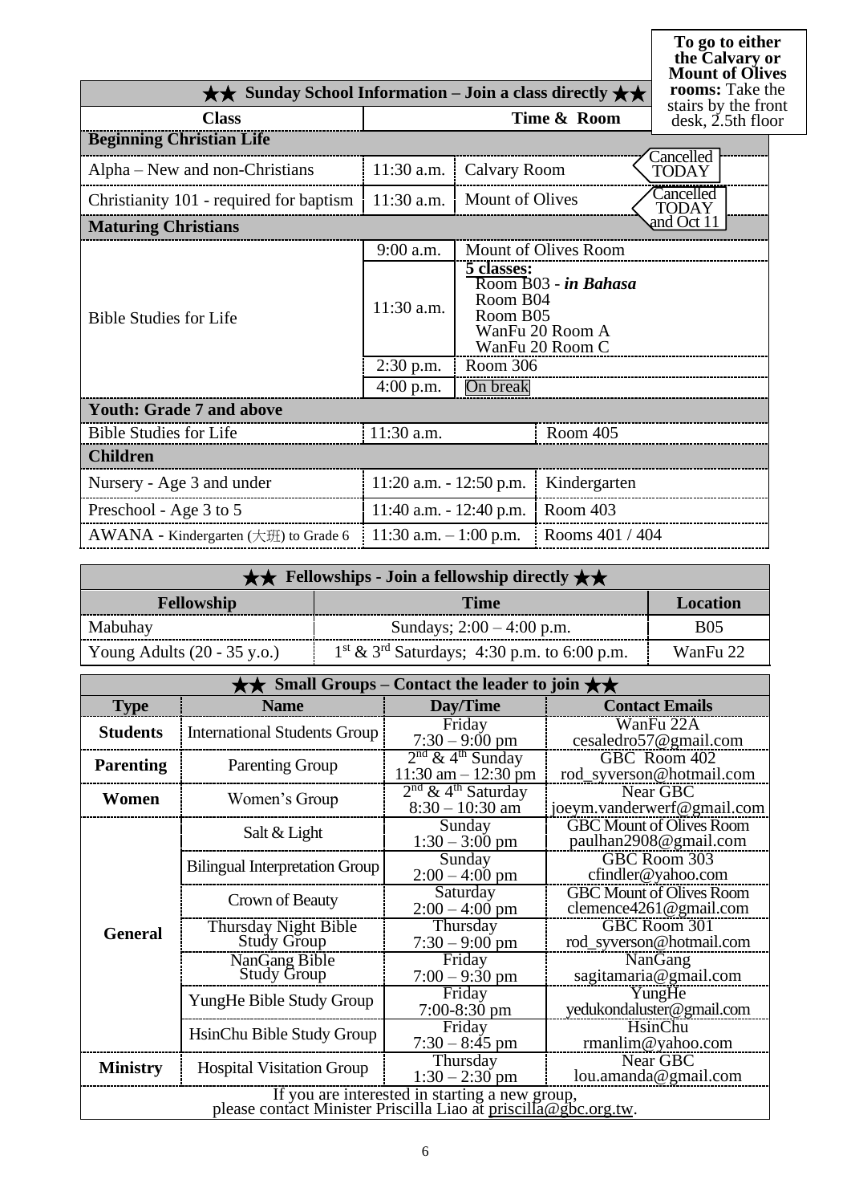**To go to either the Calvary or Mount of Olives rooms:** Take the stairs by the front desk, 2.5th floor

## ★★ Sunday School Information – Join a class directly ★★

| Class | Time & Room | | |
|---|---|---|---|
| **Beginning Christian Life** | | | |
| Alpha – New and non-Christians | 11:30 a.m. | Calvary Room | Cancelled TODAY |
| Christianity 101 - required for baptism | 11:30 a.m. | Mount of Olives | Cancelled TODAY and Oct 11 |
| **Maturing Christians** | | | |
| Bible Studies for Life | 9:00 a.m. | Mount of Olives Room | |
| | 11:30 a.m. | **5 classes:** Room B03 - ***in Bahasa*** Room B04 Room B05 WanFu 20 Room A WanFu 20 Room C | |
| | 2:30 p.m. | Room 306 | |
| | 4:00 p.m. | On break | |
| **Youth: Grade 7 and above** | | | |
| Bible Studies for Life | 11:30 a.m. | Room 405 | |
| **Children** | | | |
| Nursery - Age 3 and under | 11:20 a.m. - 12:50 p.m. | Kindergarten | |
| Preschool - Age 3 to 5 | 11:40 a.m. - 12:40 p.m. | Room 403 | |
| AWANA - Kindergarten (大班) to Grade 6 | 11:30 a.m. – 1:00 p.m. | Rooms 401 / 404 | |

## ★★ Fellowships - Join a fellowship directly ★★

| Fellowship | Time | Location |
|---|---|---|
| Mabuhay | Sundays; 2:00 – 4:00 p.m. | B05 |
| Young Adults (20 - 35 y.o.) | 1st & 3rd Saturdays; 4:30 p.m. to 6:00 p.m. | WanFu 22 |

## ★★ Small Groups – Contact the leader to join ★★

| Type | Name | Day/Time | Contact Emails |
|---|---|---|---|
| **Students** | International Students Group | Friday 7:30 – 9:00 pm | WanFu 22A cesaledro57@gmail.com |
| **Parenting** | Parenting Group | 2nd & 4th Sunday 11:30 am – 12:30 pm | GBC Room 402 rod_syverson@hotmail.com |
| **Women** | Women's Group | 2nd & 4th Saturday 8:30 – 10:30 am | Near GBC joeym.vanderwerf@gmail.com |
| **General** | Salt & Light | Sunday 1:30 – 3:00 pm | GBC Mount of Olives Room paulhan2908@gmail.com |
| | Bilingual Interpretation Group | Sunday 2:00 – 4:00 pm | GBC Room 303 cfindler@yahoo.com |
| | Crown of Beauty | Saturday 2:00 – 4:00 pm | GBC Mount of Olives Room clemence4261@gmail.com |
| | Thursday Night Bible Study Group | Thursday 7:30 – 9:00 pm | GBC Room 301 rod_syverson@hotmail.com |
| | NanGang Bible Study Group | Friday 7:00 – 9:30 pm | NanGang sagitamaria@gmail.com |
| | YungHe Bible Study Group | Friday 7:00-8:30 pm | YungHe yedukondaluster@gmail.com |
| | HsinChu Bible Study Group | Friday 7:30 – 8:45 pm | HsinChu rmanlim@yahoo.com |
| **Ministry** | Hospital Visitation Group | Thursday 1:30 – 2:30 pm | Near GBC lou.amanda@gmail.com |

If you are interested in starting a new group, please contact Minister Priscilla Liao at priscilla@gbc.org.tw.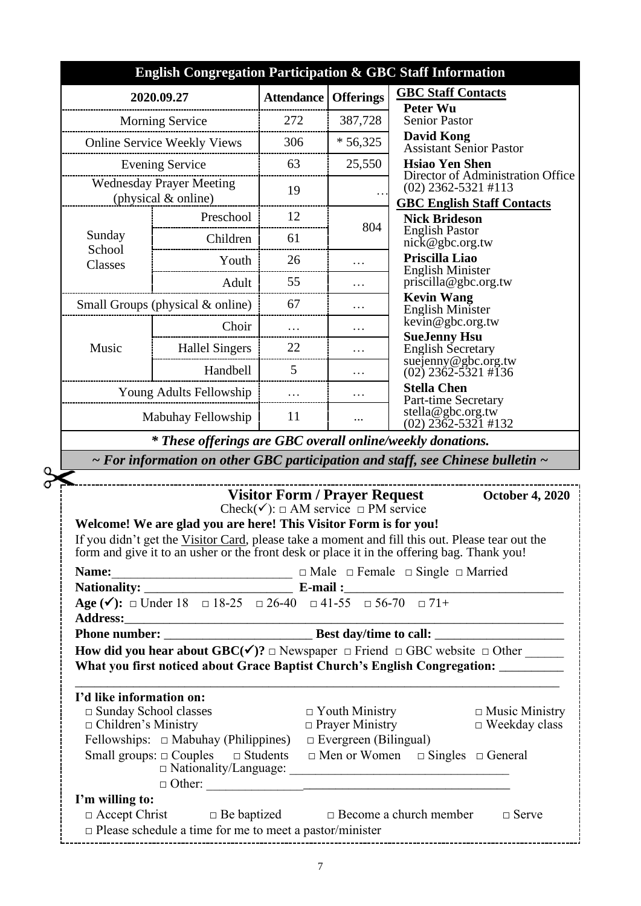## English Congregation Participation & GBC Staff Information

| 2020.09.27 | | Attendance | Offerings |
|---|---|---|---|
| Morning Service | | 272 | 387,728 |
| Online Service Weekly Views | | 306 | * 56,325 |
| Evening Service | | 63 | 25,550 |
| Wednesday Prayer Meeting (physical & online) | | 19 | … |
| Sunday School Classes | Preschool | 12 | 804 |
| | Children | 61 | |
| | Youth | 26 | … |
| | Adult | 55 | … |
| Small Groups (physical & online) | | 67 | … |
| Music | Choir | … | … |
| | Hallel Singers | 22 | … |
| | Handbell | 5 | … |
| Young Adults Fellowship | | … | … |
| Mabuhay Fellowship | | 11 | ... |

**GBC Staff Contacts**

**Peter Wu**
Senior Pastor

**David Kong**
Assistant Senior Pastor

**Hsiao Yen Shen**
Director of Administration Office
(02) 2362-5321 #113

**GBC English Staff Contacts**

**Nick Brideson**
English Pastor
nick@gbc.org.tw

**Priscilla Liao**
English Minister
priscilla@gbc.org.tw

**Kevin Wang**
English Minister
kevin@gbc.org.tw

**SueJenny Hsu**
English Secretary
suejenny@gbc.org.tw
(02) 2362-5321 #136

**Stella Chen**
Part-time Secretary
stella@gbc.org.tw
(02) 2362-5321 #132

***\* These offerings are GBC overall online/weekly donations.***

***~ For information on other GBC participation and staff, see Chinese bulletin ~***

---

### Visitor Form / Prayer Request

**October 4, 2020**

Check(✓): □ AM service □ PM service

**Welcome! We are glad you are here! This Visitor Form is for you!**

If you didn't get the Visitor Card, please take a moment and fill this out. Please tear out the form and give it to an usher or the front desk or place it in the offering bag. Thank you!

**Name:**_____________________________ □ Male □ Female □ Single □ Married

**Nationality:** _______________________ **E-mail :**_________________________________

**Age (✓):** □ Under 18 □ 18-25 □ 26-40 □ 41-55 □ 56-70 □ 71+

**Address:**_______________________________________________________________________

**Phone number:** ______________________ **Best day/time to call:** ___________________

**How did you hear about GBC(✓)?** □ Newspaper □ Friend □ GBC website □ Other ______

**What you first noticed about Grace Baptist Church's English Congregation:** __________

_____________________________________________________________________________

**I'd like information on:**

□ Sunday School classes □ Youth Ministry □ Music Ministry
□ Children's Ministry □ Prayer Ministry □ Weekday class
Fellowships: □ Mabuhay (Philippines) □ Evergreen (Bilingual)
Small groups: □ Couples □ Students □ Men or Women □ Singles □ General
□ Nationality/Language: __________________________________
□ Other: ________________________________________________

**I'm willing to:**

□ Accept Christ □ Be baptized □ Become a church member □ Serve
□ Please schedule a time for me to meet a pastor/minister